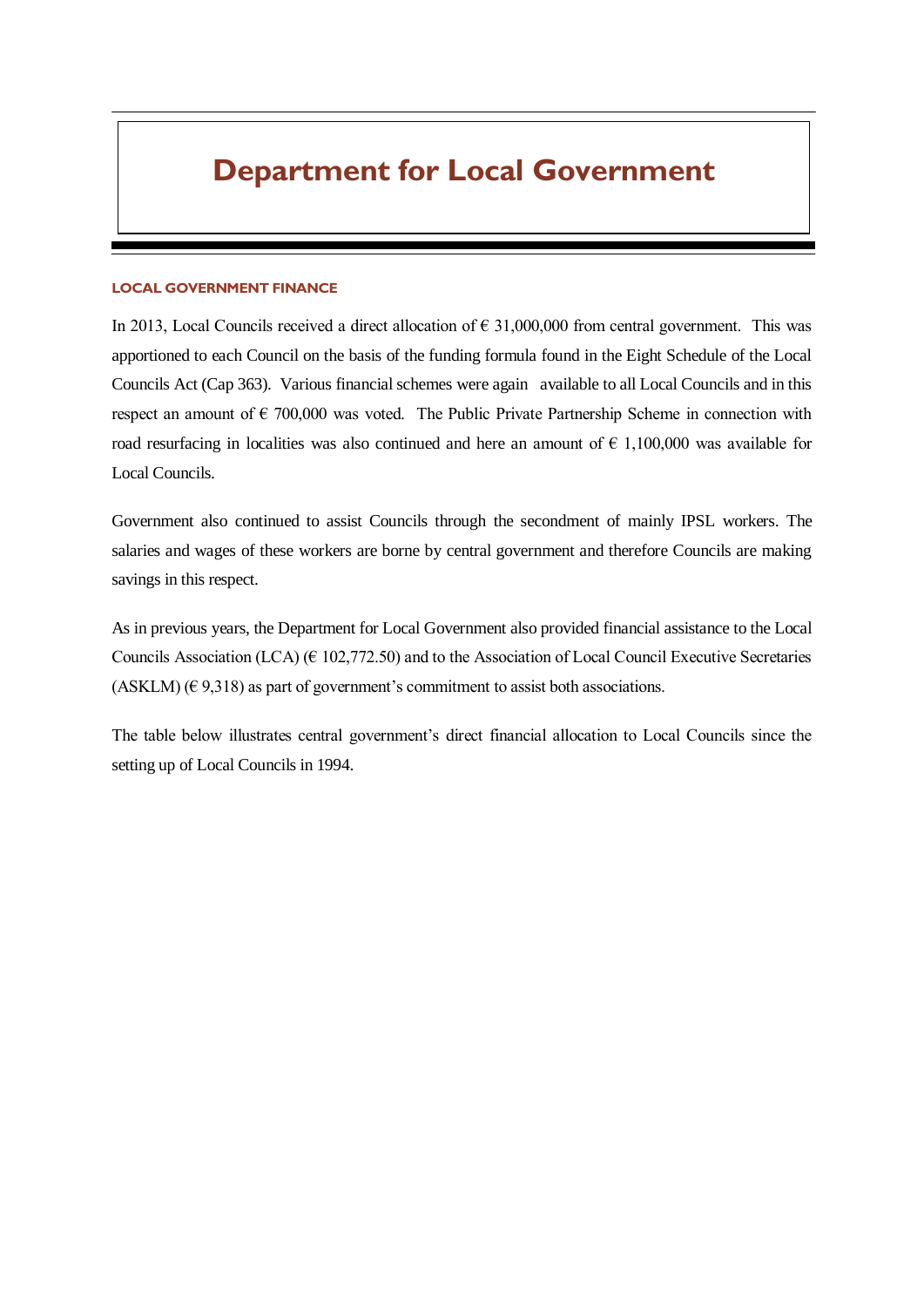# Department for Local Government

## LOCAL GOVERNMENT FINANCE

In 2013, Local Councils received a direct allocation of € 31,000,000 from central government. This was apportioned to each Council on the basis of the funding formula found in the Eight Schedule of the Local Councils Act (Cap 363). Various financial schemes were again available to all Local Councils and in this respect an amount of € 700,000 was voted. The Public Private Partnership Scheme in connection with road resurfacing in localities was also continued and here an amount of € 1,100,000 was available for Local Councils.

Government also continued to assist Councils through the secondment of mainly IPSL workers. The salaries and wages of these workers are borne by central government and therefore Councils are making savings in this respect.

As in previous years, the Department for Local Government also provided financial assistance to the Local Councils Association (LCA) (€ 102,772.50) and to the Association of Local Council Executive Secretaries (ASKLM) (€ 9,318) as part of government's commitment to assist both associations.

The table below illustrates central government's direct financial allocation to Local Councils since the setting up of Local Councils in 1994.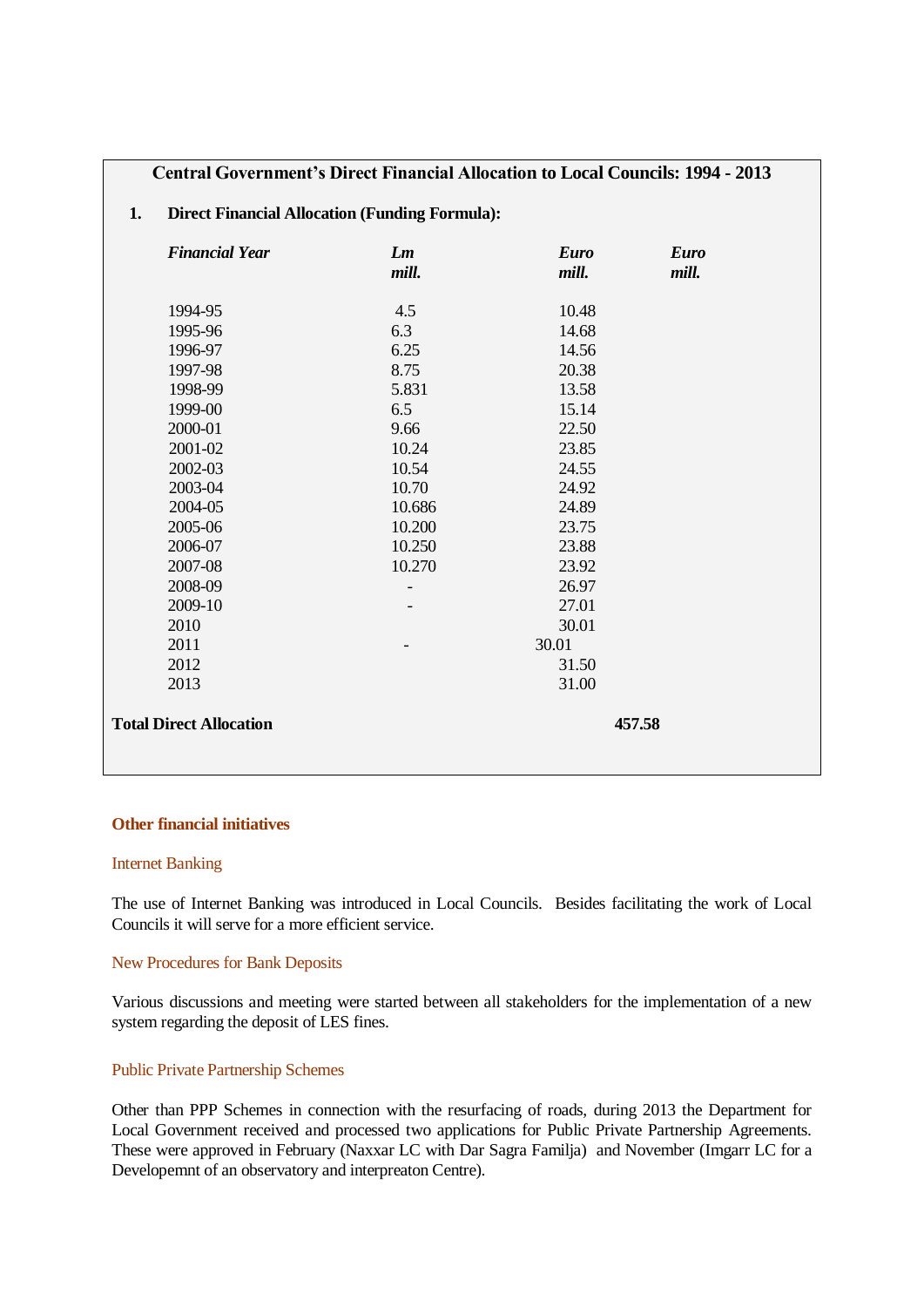**Central Government's Direct Financial Allocation to Local Councils: 1994 - 2013**

**1. Direct Financial Allocation (Funding Formula):**

| *Financial Year* | *Lm mill.* | *Euro mill.* | *Euro mill.* |
|---|---|---|---|
| 1994-95 | 4.5 | 10.48 | |
| 1995-96 | 6.3 | 14.68 | |
| 1996-97 | 6.25 | 14.56 | |
| 1997-98 | 8.75 | 20.38 | |
| 1998-99 | 5.831 | 13.58 | |
| 1999-00 | 6.5 | 15.14 | |
| 2000-01 | 9.66 | 22.50 | |
| 2001-02 | 10.24 | 23.85 | |
| 2002-03 | 10.54 | 24.55 | |
| 2003-04 | 10.70 | 24.92 | |
| 2004-05 | 10.686 | 24.89 | |
| 2005-06 | 10.200 | 23.75 | |
| 2006-07 | 10.250 | 23.88 | |
| 2007-08 | 10.270 | 23.92 | |
| 2008-09 | - | 26.97 | |
| 2009-10 | - | 27.01 | |
| 2010 | | 30.01 | |
| 2011 | - | 30.01 | |
| 2012 | | 31.50 | |
| 2013 | | 31.00 | |
| **Total Direct Allocation** | | | **457.58** |

## Other financial initiatives

### Internet Banking

The use of Internet Banking was introduced in Local Councils. Besides facilitating the work of Local Councils it will serve for a more efficient service.

### New Procedures for Bank Deposits

Various discussions and meeting were started between all stakeholders for the implementation of a new system regarding the deposit of LES fines.

### Public Private Partnership Schemes

Other than PPP Schemes in connection with the resurfacing of roads, during 2013 the Department for Local Government received and processed two applications for Public Private Partnership Agreements. These were approved in February (Naxxar LC with Dar Sagra Familja) and November (Imgarr LC for a Developemnt of an observatory and interpreaton Centre).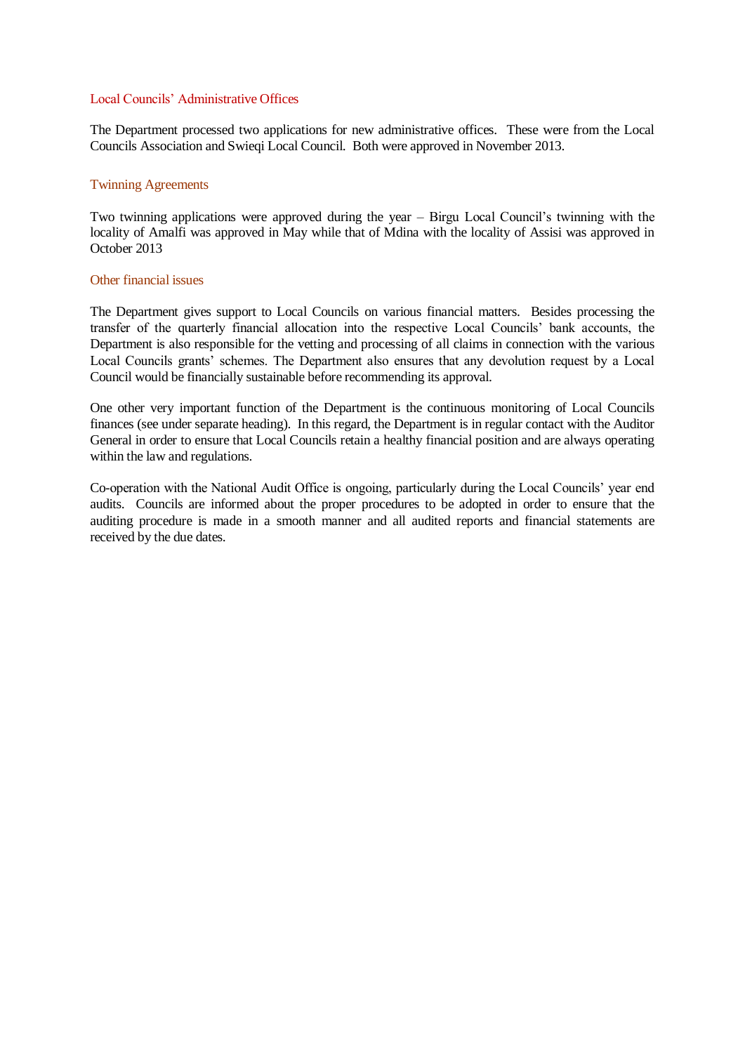### Local Councils' Administrative Offices

The Department processed two applications for new administrative offices. These were from the Local Councils Association and Swieqi Local Council. Both were approved in November 2013.

### Twinning Agreements

Two twinning applications were approved during the year – Birgu Local Council's twinning with the locality of Amalfi was approved in May while that of Mdina with the locality of Assisi was approved in October 2013

### Other financial issues

The Department gives support to Local Councils on various financial matters. Besides processing the transfer of the quarterly financial allocation into the respective Local Councils' bank accounts, the Department is also responsible for the vetting and processing of all claims in connection with the various Local Councils grants' schemes. The Department also ensures that any devolution request by a Local Council would be financially sustainable before recommending its approval.

One other very important function of the Department is the continuous monitoring of Local Councils finances (see under separate heading). In this regard, the Department is in regular contact with the Auditor General in order to ensure that Local Councils retain a healthy financial position and are always operating within the law and regulations.

Co-operation with the National Audit Office is ongoing, particularly during the Local Councils' year end audits. Councils are informed about the proper procedures to be adopted in order to ensure that the auditing procedure is made in a smooth manner and all audited reports and financial statements are received by the due dates.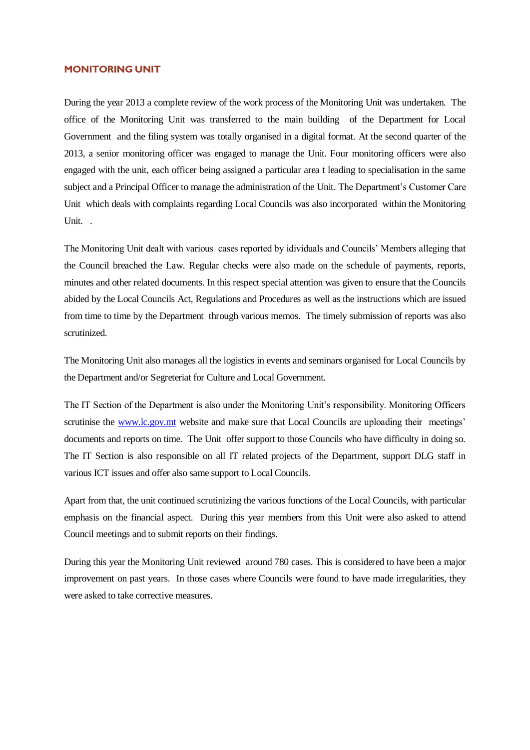## MONITORING UNIT

During the year 2013 a complete review of the work process of the Monitoring Unit was undertaken. The office of the Monitoring Unit was transferred to the main building of the Department for Local Government and the filing system was totally organised in a digital format. At the second quarter of the 2013, a senior monitoring officer was engaged to manage the Unit. Four monitoring officers were also engaged with the unit, each officer being assigned a particular area t leading to specialisation in the same subject and a Principal Officer to manage the administration of the Unit. The Department's Customer Care Unit which deals with complaints regarding Local Councils was also incorporated within the Monitoring Unit. .

The Monitoring Unit dealt with various cases reported by idividuals and Councils' Members alleging that the Council breached the Law. Regular checks were also made on the schedule of payments, reports, minutes and other related documents. In this respect special attention was given to ensure that the Councils abided by the Local Councils Act, Regulations and Procedures as well as the instructions which are issued from time to time by the Department through various memos. The timely submission of reports was also scrutinized.

The Monitoring Unit also manages all the logistics in events and seminars organised for Local Councils by the Department and/or Segreteriat for Culture and Local Government.

The IT Section of the Department is also under the Monitoring Unit's responsibility. Monitoring Officers scrutinise the [www.lc.gov.mt](http://www.lc.gov.mt) website and make sure that Local Councils are uploading their meetings' documents and reports on time. The Unit offer support to those Councils who have difficulty in doing so. The IT Section is also responsible on all IT related projects of the Department, support DLG staff in various ICT issues and offer also same support to Local Councils.

Apart from that, the unit continued scrutinizing the various functions of the Local Councils, with particular emphasis on the financial aspect. During this year members from this Unit were also asked to attend Council meetings and to submit reports on their findings.

During this year the Monitoring Unit reviewed around 780 cases. This is considered to have been a major improvement on past years. In those cases where Councils were found to have made irregularities, they were asked to take corrective measures.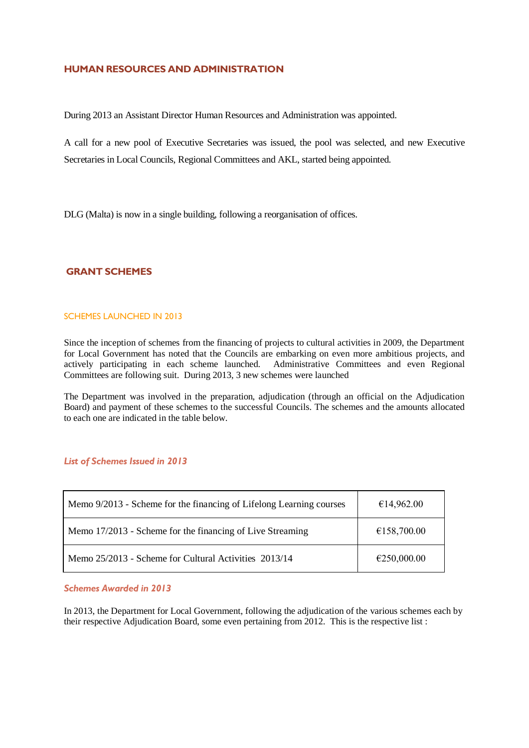## HUMAN RESOURCES AND ADMINISTRATION

During 2013 an Assistant Director Human Resources and Administration was appointed.

A call for a new pool of Executive Secretaries was issued, the pool was selected, and new Executive Secretaries in Local Councils, Regional Committees and AKL, started being appointed.

DLG (Malta) is now in a single building, following a reorganisation of offices.

## GRANT SCHEMES

### SCHEMES LAUNCHED IN 2013

Since the inception of schemes from the financing of projects to cultural activities in 2009, the Department for Local Government has noted that the Councils are embarking on even more ambitious projects, and actively participating in each scheme launched. Administrative Committees and even Regional Committees are following suit. During 2013, 3 new schemes were launched

The Department was involved in the preparation, adjudication (through an official on the Adjudication Board) and payment of these schemes to the successful Councils. The schemes and the amounts allocated to each one are indicated in the table below.

#### *List of Schemes Issued in 2013*

| Scheme | Amount |
|---|---|
| Memo 9/2013 - Scheme for the financing of Lifelong Learning courses | €14,962.00 |
| Memo 17/2013 - Scheme for the financing of Live Streaming | €158,700.00 |
| Memo 25/2013 - Scheme for Cultural Activities 2013/14 | €250,000.00 |

#### *Schemes Awarded in 2013*

In 2013, the Department for Local Government, following the adjudication of the various schemes each by their respective Adjudication Board, some even pertaining from 2012. This is the respective list :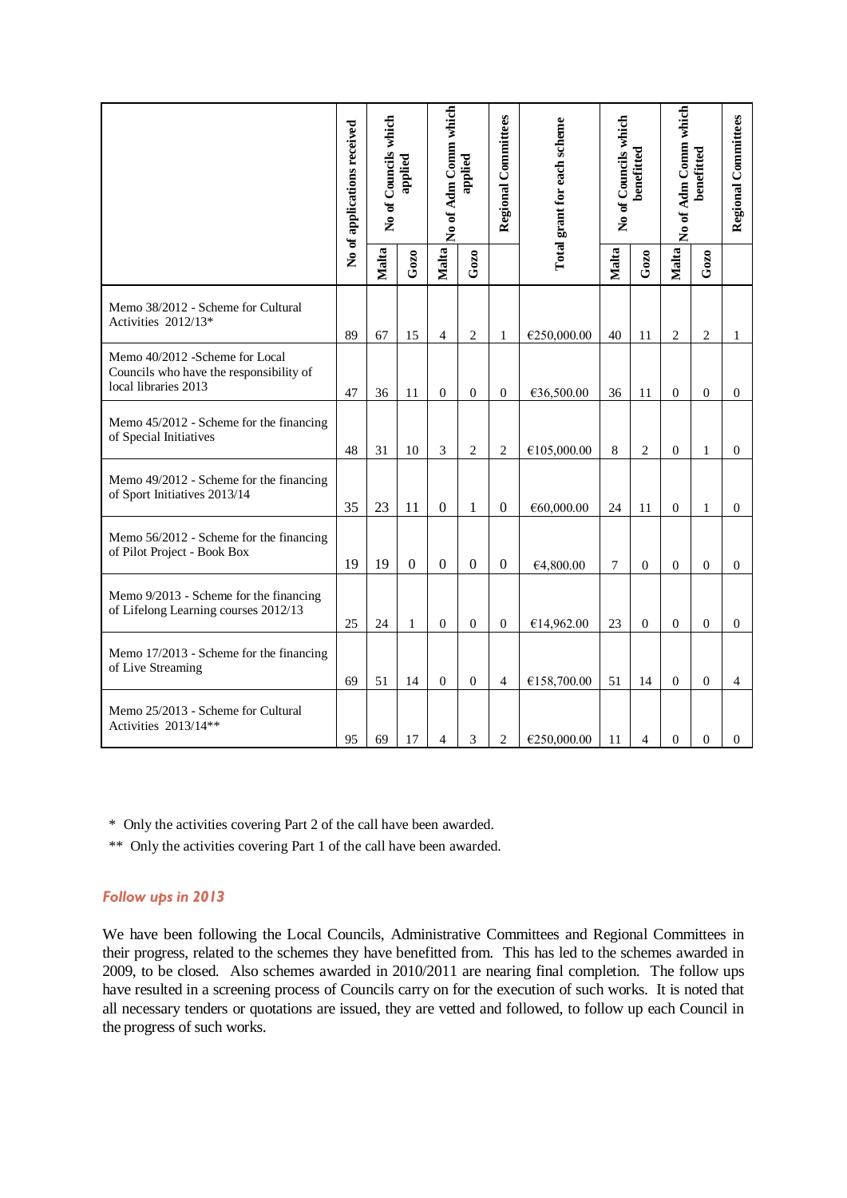| | No of applications received | No of Councils which applied | | No of Adm Comm which applied | | Regional Committees | Total grant for each scheme | No of Councils which benefitted | | No of Adm Comm which benefitted | | Regional Committees |
|---|---|---|---|---|---|---|---|---|---|---|---|---|
| | | Malta | Gozo | Malta | Gozo | | | Malta | Gozo | Malta | Gozo | |
| Memo 38/2012 - Scheme for Cultural Activities 2012/13* | 89 | 67 | 15 | 4 | 2 | 1 | €250,000.00 | 40 | 11 | 2 | 2 | 1 |
| Memo 40/2012 -Scheme for Local Councils who have the responsibility of local libraries 2013 | 47 | 36 | 11 | 0 | 0 | 0 | €36,500.00 | 36 | 11 | 0 | 0 | 0 |
| Memo 45/2012 - Scheme for the financing of Special Initiatives | 48 | 31 | 10 | 3 | 2 | 2 | €105,000.00 | 8 | 2 | 0 | 1 | 0 |
| Memo 49/2012 - Scheme for the financing of Sport Initiatives 2013/14 | 35 | 23 | 11 | 0 | 1 | 0 | €60,000.00 | 24 | 11 | 0 | 1 | 0 |
| Memo 56/2012 - Scheme for the financing of Pilot Project - Book Box | 19 | 19 | 0 | 0 | 0 | 0 | €4,800.00 | 7 | 0 | 0 | 0 | 0 |
| Memo 9/2013 - Scheme for the financing of Lifelong Learning courses 2012/13 | 25 | 24 | 1 | 0 | 0 | 0 | €14,962.00 | 23 | 0 | 0 | 0 | 0 |
| Memo 17/2013 - Scheme for the financing of Live Streaming | 69 | 51 | 14 | 0 | 0 | 4 | €158,700.00 | 51 | 14 | 0 | 0 | 4 |
| Memo 25/2013 - Scheme for Cultural Activities 2013/14** | 95 | 69 | 17 | 4 | 3 | 2 | €250,000.00 | 11 | 4 | 0 | 0 | 0 |

\* Only the activities covering Part 2 of the call have been awarded.

** Only the activities covering Part 1 of the call have been awarded.

### *Follow ups in 2013*

We have been following the Local Councils, Administrative Committees and Regional Committees in their progress, related to the schemes they have benefitted from. This has led to the schemes awarded in 2009, to be closed. Also schemes awarded in 2010/2011 are nearing final completion. The follow ups have resulted in a screening process of Councils carry on for the execution of such works. It is noted that all necessary tenders or quotations are issued, they are vetted and followed, to follow up each Council in the progress of such works.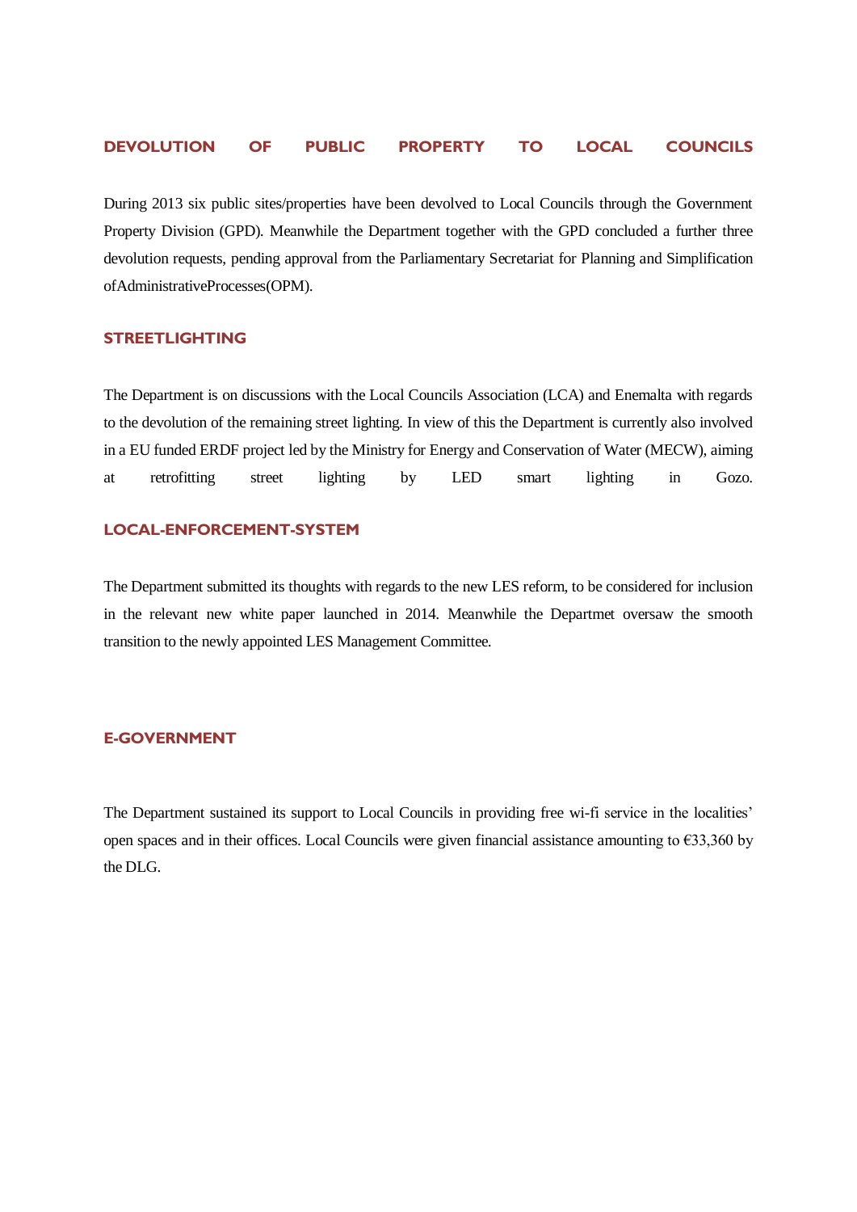## DEVOLUTION OF PUBLIC PROPERTY TO LOCAL COUNCILS

During 2013 six public sites/properties have been devolved to Local Councils through the Government Property Division (GPD). Meanwhile the Department together with the GPD concluded a further three devolution requests, pending approval from the Parliamentary Secretariat for Planning and Simplification ofAdministrativeProcesses(OPM).

## STREETLIGHTING

The Department is on discussions with the Local Councils Association (LCA) and Enemalta with regards to the devolution of the remaining street lighting. In view of this the Department is currently also involved in a EU funded ERDF project led by the Ministry for Energy and Conservation of Water (MECW), aiming at retrofitting street lighting by LED smart lighting in Gozo.

## LOCAL-ENFORCEMENT-SYSTEM

The Department submitted its thoughts with regards to the new LES reform, to be considered for inclusion in the relevant new white paper launched in 2014. Meanwhile the Departmet oversaw the smooth transition to the newly appointed LES Management Committee.

## E-GOVERNMENT

The Department sustained its support to Local Councils in providing free wi-fi service in the localities' open spaces and in their offices. Local Councils were given financial assistance amounting to €33,360 by the DLG.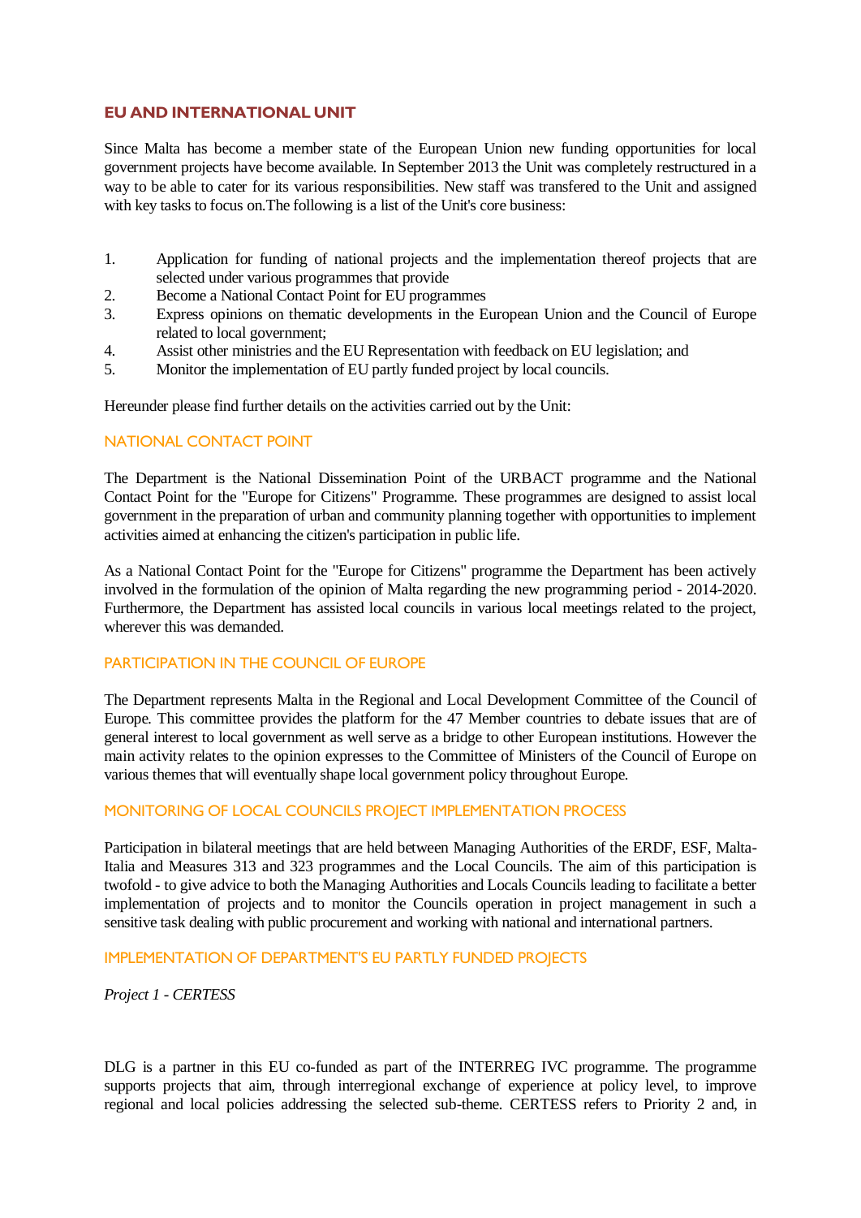## EU AND INTERNATIONAL UNIT

Since Malta has become a member state of the European Union new funding opportunities for local government projects have become available. In September 2013 the Unit was completely restructured in a way to be able to cater for its various responsibilities. New staff was transfered to the Unit and assigned with key tasks to focus on.The following is a list of the Unit's core business:

1. Application for funding of national projects and the implementation thereof projects that are selected under various programmes that provide
2. Become a National Contact Point for EU programmes
3. Express opinions on thematic developments in the European Union and the Council of Europe related to local government;
4. Assist other ministries and the EU Representation with feedback on EU legislation; and
5. Monitor the implementation of EU partly funded project by local councils.

Hereunder please find further details on the activities carried out by the Unit:

### NATIONAL CONTACT POINT

The Department is the National Dissemination Point of the URBACT programme and the National Contact Point for the "Europe for Citizens" Programme. These programmes are designed to assist local government in the preparation of urban and community planning together with opportunities to implement activities aimed at enhancing the citizen's participation in public life.

As a National Contact Point for the "Europe for Citizens" programme the Department has been actively involved in the formulation of the opinion of Malta regarding the new programming period - 2014-2020. Furthermore, the Department has assisted local councils in various local meetings related to the project, wherever this was demanded.

### PARTICIPATION IN THE COUNCIL OF EUROPE

The Department represents Malta in the Regional and Local Development Committee of the Council of Europe. This committee provides the platform for the 47 Member countries to debate issues that are of general interest to local government as well serve as a bridge to other European institutions. However the main activity relates to the opinion expresses to the Committee of Ministers of the Council of Europe on various themes that will eventually shape local government policy throughout Europe.

### MONITORING OF LOCAL COUNCILS PROJECT IMPLEMENTATION PROCESS

Participation in bilateral meetings that are held between Managing Authorities of the ERDF, ESF, Malta-Italia and Measures 313 and 323 programmes and the Local Councils. The aim of this participation is twofold - to give advice to both the Managing Authorities and Locals Councils leading to facilitate a better implementation of projects and to monitor the Councils operation in project management in such a sensitive task dealing with public procurement and working with national and international partners.

### IMPLEMENTATION OF DEPARTMENT'S EU PARTLY FUNDED PROJECTS

*Project 1 - CERTESS*

DLG is a partner in this EU co-funded as part of the INTERREG IVC programme. The programme supports projects that aim, through interregional exchange of experience at policy level, to improve regional and local policies addressing the selected sub-theme. CERTESS refers to Priority 2 and, in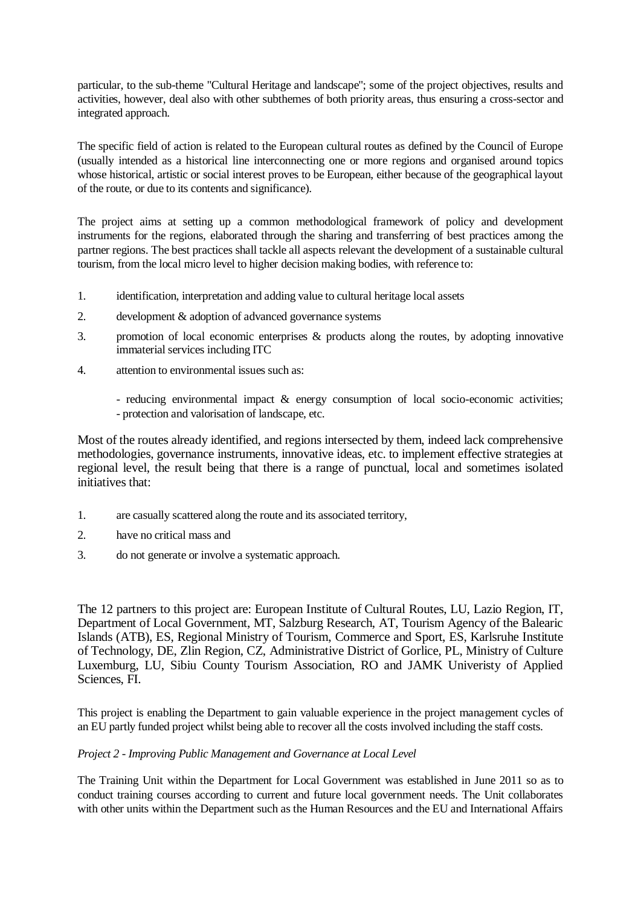particular, to the sub-theme "Cultural Heritage and landscape"; some of the project objectives, results and activities, however, deal also with other subthemes of both priority areas, thus ensuring a cross-sector and integrated approach.

The specific field of action is related to the European cultural routes as defined by the Council of Europe (usually intended as a historical line interconnecting one or more regions and organised around topics whose historical, artistic or social interest proves to be European, either because of the geographical layout of the route, or due to its contents and significance).

The project aims at setting up a common methodological framework of policy and development instruments for the regions, elaborated through the sharing and transferring of best practices among the partner regions. The best practices shall tackle all aspects relevant the development of a sustainable cultural tourism, from the local micro level to higher decision making bodies, with reference to:

1. identification, interpretation and adding value to cultural heritage local assets
2. development & adoption of advanced governance systems
3. promotion of local economic enterprises & products along the routes, by adopting innovative immaterial services including ITC
4. attention to environmental issues such as:

   - reducing environmental impact & energy consumption of local socio-economic activities;
   - protection and valorisation of landscape, etc.

Most of the routes already identified, and regions intersected by them, indeed lack comprehensive methodologies, governance instruments, innovative ideas, etc. to implement effective strategies at regional level, the result being that there is a range of punctual, local and sometimes isolated initiatives that:

1. are casually scattered along the route and its associated territory,
2. have no critical mass and
3. do not generate or involve a systematic approach.

The 12 partners to this project are: European Institute of Cultural Routes, LU, Lazio Region, IT, Department of Local Government, MT, Salzburg Research, AT, Tourism Agency of the Balearic Islands (ATB), ES, Regional Ministry of Tourism, Commerce and Sport, ES, Karlsruhe Institute of Technology, DE, Zlin Region, CZ, Administrative District of Gorlice, PL, Ministry of Culture Luxemburg, LU, Sibiu County Tourism Association, RO and JAMK Univeristy of Applied Sciences, FI.

This project is enabling the Department to gain valuable experience in the project management cycles of an EU partly funded project whilst being able to recover all the costs involved including the staff costs.

*Project 2 - Improving Public Management and Governance at Local Level*

The Training Unit within the Department for Local Government was established in June 2011 so as to conduct training courses according to current and future local government needs. The Unit collaborates with other units within the Department such as the Human Resources and the EU and International Affairs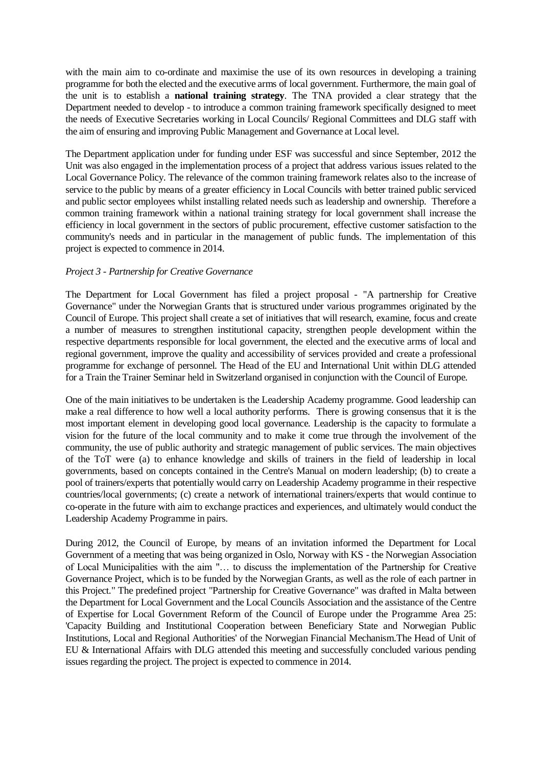with the main aim to co-ordinate and maximise the use of its own resources in developing a training programme for both the elected and the executive arms of local government. Furthermore, the main goal of the unit is to establish a **national training strategy**. The TNA provided a clear strategy that the Department needed to develop - to introduce a common training framework specifically designed to meet the needs of Executive Secretaries working in Local Councils/ Regional Committees and DLG staff with the aim of ensuring and improving Public Management and Governance at Local level.

The Department application under for funding under ESF was successful and since September, 2012 the Unit was also engaged in the implementation process of a project that address various issues related to the Local Governance Policy. The relevance of the common training framework relates also to the increase of service to the public by means of a greater efficiency in Local Councils with better trained public serviced and public sector employees whilst installing related needs such as leadership and ownership. Therefore a common training framework within a national training strategy for local government shall increase the efficiency in local government in the sectors of public procurement, effective customer satisfaction to the community's needs and in particular in the management of public funds. The implementation of this project is expected to commence in 2014.

*Project 3 - Partnership for Creative Governance*

The Department for Local Government has filed a project proposal - "A partnership for Creative Governance" under the Norwegian Grants that is structured under various programmes originated by the Council of Europe. This project shall create a set of initiatives that will research, examine, focus and create a number of measures to strengthen institutional capacity, strengthen people development within the respective departments responsible for local government, the elected and the executive arms of local and regional government, improve the quality and accessibility of services provided and create a professional programme for exchange of personnel. The Head of the EU and International Unit within DLG attended for a Train the Trainer Seminar held in Switzerland organised in conjunction with the Council of Europe.

One of the main initiatives to be undertaken is the Leadership Academy programme. Good leadership can make a real difference to how well a local authority performs. There is growing consensus that it is the most important element in developing good local governance. Leadership is the capacity to formulate a vision for the future of the local community and to make it come true through the involvement of the community, the use of public authority and strategic management of public services. The main objectives of the ToT were (a) to enhance knowledge and skills of trainers in the field of leadership in local governments, based on concepts contained in the Centre's Manual on modern leadership; (b) to create a pool of trainers/experts that potentially would carry on Leadership Academy programme in their respective countries/local governments; (c) create a network of international trainers/experts that would continue to co-operate in the future with aim to exchange practices and experiences, and ultimately would conduct the Leadership Academy Programme in pairs.

During 2012, the Council of Europe, by means of an invitation informed the Department for Local Government of a meeting that was being organized in Oslo, Norway with KS - the Norwegian Association of Local Municipalities with the aim "… to discuss the implementation of the Partnership for Creative Governance Project, which is to be funded by the Norwegian Grants, as well as the role of each partner in this Project." The predefined project "Partnership for Creative Governance" was drafted in Malta between the Department for Local Government and the Local Councils Association and the assistance of the Centre of Expertise for Local Government Reform of the Council of Europe under the Programme Area 25: 'Capacity Building and Institutional Cooperation between Beneficiary State and Norwegian Public Institutions, Local and Regional Authorities' of the Norwegian Financial Mechanism.The Head of Unit of EU & International Affairs with DLG attended this meeting and successfully concluded various pending issues regarding the project. The project is expected to commence in 2014.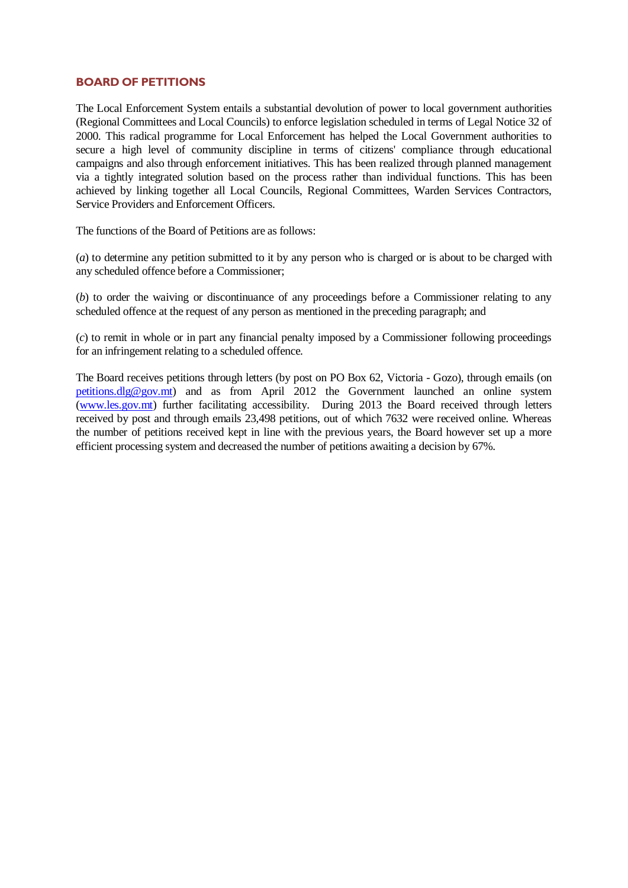## BOARD OF PETITIONS

The Local Enforcement System entails a substantial devolution of power to local government authorities (Regional Committees and Local Councils) to enforce legislation scheduled in terms of Legal Notice 32 of 2000. This radical programme for Local Enforcement has helped the Local Government authorities to secure a high level of community discipline in terms of citizens' compliance through educational campaigns and also through enforcement initiatives. This has been realized through planned management via a tightly integrated solution based on the process rather than individual functions. This has been achieved by linking together all Local Councils, Regional Committees, Warden Services Contractors, Service Providers and Enforcement Officers.

The functions of the Board of Petitions are as follows:

(*a*) to determine any petition submitted to it by any person who is charged or is about to be charged with any scheduled offence before a Commissioner;

(*b*) to order the waiving or discontinuance of any proceedings before a Commissioner relating to any scheduled offence at the request of any person as mentioned in the preceding paragraph; and

(*c*) to remit in whole or in part any financial penalty imposed by a Commissioner following proceedings for an infringement relating to a scheduled offence.

The Board receives petitions through letters (by post on PO Box 62, Victoria - Gozo), through emails (on petitions.dlg@gov.mt) and as from April 2012 the Government launched an online system (www.les.gov.mt) further facilitating accessibility. During 2013 the Board received through letters received by post and through emails 23,498 petitions, out of which 7632 were received online. Whereas the number of petitions received kept in line with the previous years, the Board however set up a more efficient processing system and decreased the number of petitions awaiting a decision by 67%.